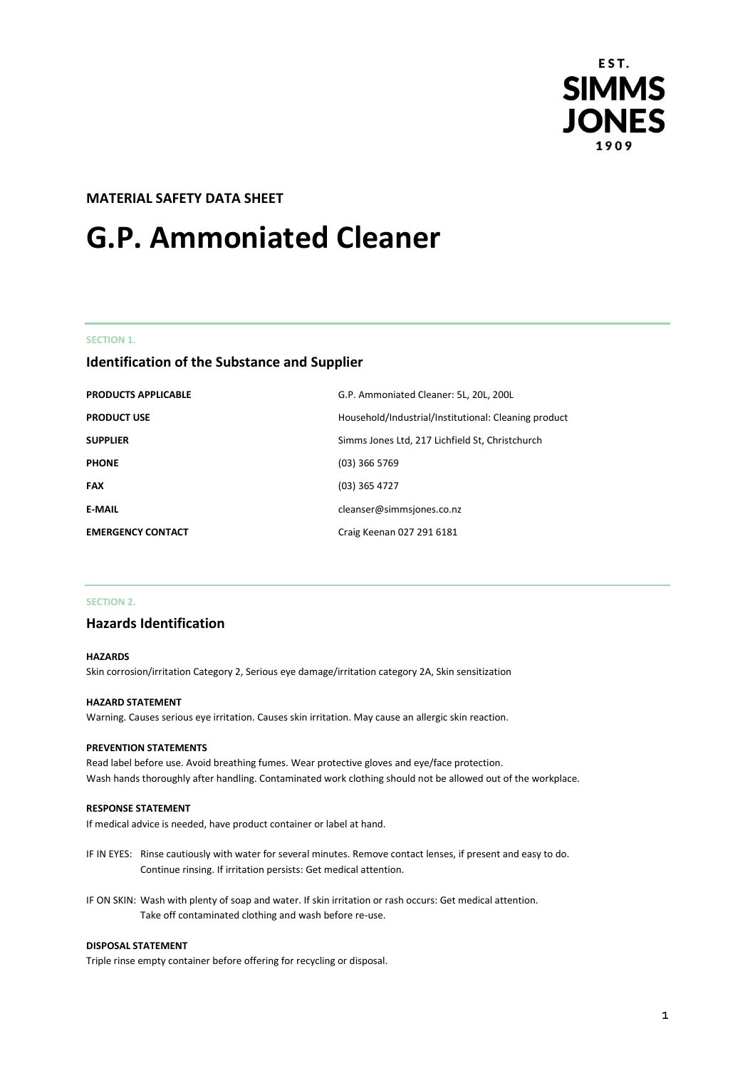EST.
SIMMS
JONES
1909

**MATERIAL SAFETY DATA SHEET**

# G.P. Ammoniated Cleaner

SECTION 1.

## Identification of the Substance and Supplier

| | |
|---|---|
| **PRODUCTS APPLICABLE** | G.P. Ammoniated Cleaner: 5L, 20L, 200L |
| **PRODUCT USE** | Household/Industrial/Institutional: Cleaning product |
| **SUPPLIER** | Simms Jones Ltd, 217 Lichfield St, Christchurch |
| **PHONE** | (03) 366 5769 |
| **FAX** | (03) 365 4727 |
| **E-MAIL** | cleanser@simmsjones.co.nz |
| **EMERGENCY CONTACT** | Craig Keenan 027 291 6181 |

SECTION 2.

## Hazards Identification

**HAZARDS**

Skin corrosion/irritation Category 2, Serious eye damage/irritation category 2A, Skin sensitization

**HAZARD STATEMENT**

Warning. Causes serious eye irritation. Causes skin irritation. May cause an allergic skin reaction.

**PREVENTION STATEMENTS**

Read label before use. Avoid breathing fumes. Wear protective gloves and eye/face protection.
Wash hands thoroughly after handling. Contaminated work clothing should not be allowed out of the workplace.

**RESPONSE STATEMENT**

If medical advice is needed, have product container or label at hand.

IF IN EYES: Rinse cautiously with water for several minutes. Remove contact lenses, if present and easy to do. Continue rinsing. If irritation persists: Get medical attention.

IF ON SKIN: Wash with plenty of soap and water. If skin irritation or rash occurs: Get medical attention. Take off contaminated clothing and wash before re-use.

**DISPOSAL STATEMENT**

Triple rinse empty container before offering for recycling or disposal.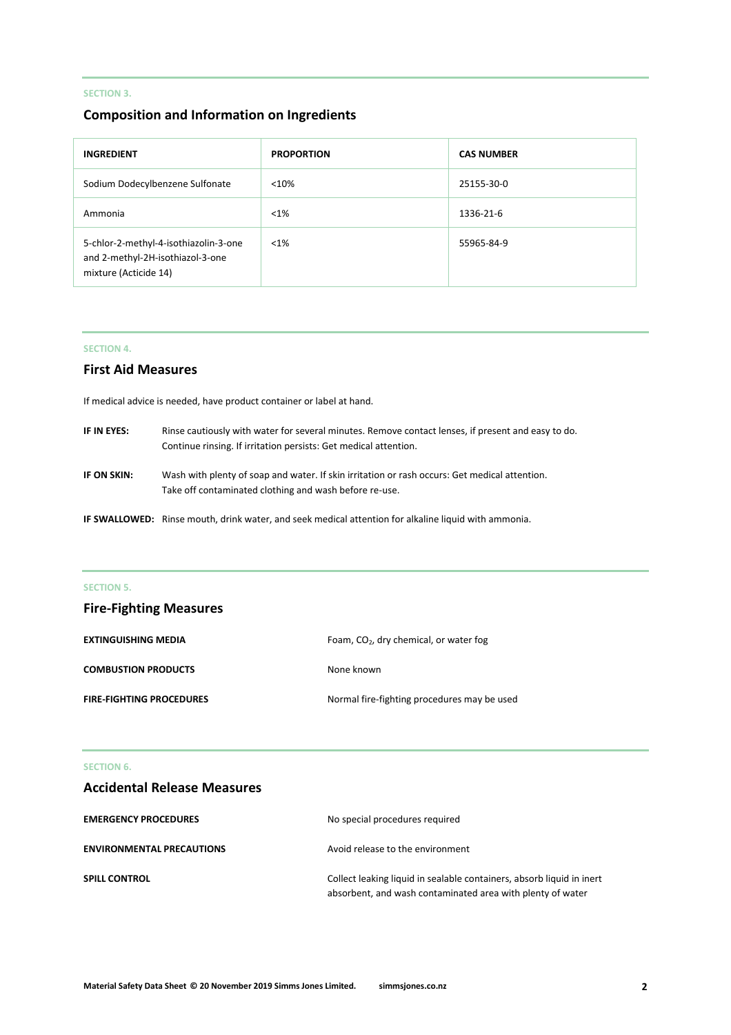SECTION 3.

## Composition and Information on Ingredients

| INGREDIENT | PROPORTION | CAS NUMBER |
| --- | --- | --- |
| Sodium Dodecylbenzene Sulfonate | <10% | 25155-30-0 |
| Ammonia | <1% | 1336-21-6 |
| 5-chlor-2-methyl-4-isothiazolin-3-one and 2-methyl-2H-isothiazol-3-one mixture (Acticide 14) | <1% | 55965-84-9 |

SECTION 4.

## First Aid Measures

If medical advice is needed, have product container or label at hand.

**IF IN EYES:** Rinse cautiously with water for several minutes. Remove contact lenses, if present and easy to do. Continue rinsing. If irritation persists: Get medical attention.

**IF ON SKIN:** Wash with plenty of soap and water. If skin irritation or rash occurs: Get medical attention. Take off contaminated clothing and wash before re-use.

**IF SWALLOWED:** Rinse mouth, drink water, and seek medical attention for alkaline liquid with ammonia.

SECTION 5.

## Fire-Fighting Measures

**EXTINGUISHING MEDIA** Foam, $CO_2$, dry chemical, or water fog

**COMBUSTION PRODUCTS** None known

**FIRE-FIGHTING PROCEDURES** Normal fire-fighting procedures may be used

SECTION 6.

## Accidental Release Measures

**EMERGENCY PROCEDURES** No special procedures required

**ENVIRONMENTAL PRECAUTIONS** Avoid release to the environment

**SPILL CONTROL** Collect leaking liquid in sealable containers, absorb liquid in inert absorbent, and wash contaminated area with plenty of water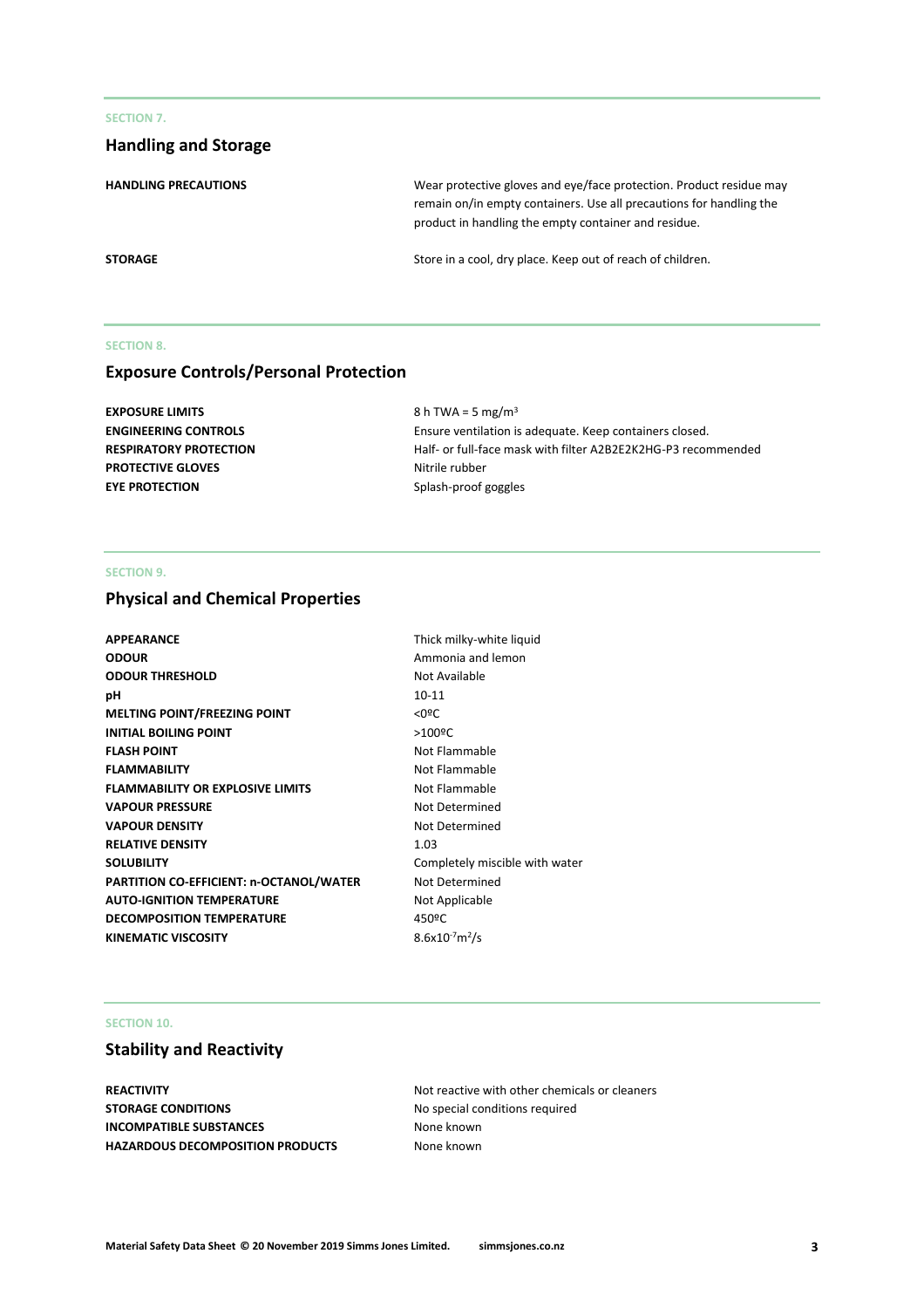SECTION 7.

## Handling and Storage

| | |
|---|---|
| **HANDLING PRECAUTIONS** | Wear protective gloves and eye/face protection. Product residue may remain on/in empty containers. Use all precautions for handling the product in handling the empty container and residue. |
| **STORAGE** | Store in a cool, dry place. Keep out of reach of children. |

SECTION 8.

## Exposure Controls/Personal Protection

| | |
|---|---|
| **EXPOSURE LIMITS** | 8 h TWA = 5 mg/m³ |
| **ENGINEERING CONTROLS** | Ensure ventilation is adequate. Keep containers closed. |
| **RESPIRATORY PROTECTION** | Half- or full-face mask with filter A2B2E2K2HG-P3 recommended |
| **PROTECTIVE GLOVES** | Nitrile rubber |
| **EYE PROTECTION** | Splash-proof goggles |

SECTION 9.

## Physical and Chemical Properties

| | |
|---|---|
| **APPEARANCE** | Thick milky-white liquid |
| **ODOUR** | Ammonia and lemon |
| **ODOUR THRESHOLD** | Not Available |
| **pH** | 10-11 |
| **MELTING POINT/FREEZING POINT** | <0ºC |
| **INITIAL BOILING POINT** | >100ºC |
| **FLASH POINT** | Not Flammable |
| **FLAMMABILITY** | Not Flammable |
| **FLAMMABILITY OR EXPLOSIVE LIMITS** | Not Flammable |
| **VAPOUR PRESSURE** | Not Determined |
| **VAPOUR DENSITY** | Not Determined |
| **RELATIVE DENSITY** | 1.03 |
| **SOLUBILITY** | Completely miscible with water |
| **PARTITION CO-EFFICIENT: n-OCTANOL/WATER** | Not Determined |
| **AUTO-IGNITION TEMPERATURE** | Not Applicable |
| **DECOMPOSITION TEMPERATURE** | 450ºC |
| **KINEMATIC VISCOSITY** | $8.6x10^{-7}m^2/s$ |

SECTION 10.

## Stability and Reactivity

| | |
|---|---|
| **REACTIVITY** | Not reactive with other chemicals or cleaners |
| **STORAGE CONDITIONS** | No special conditions required |
| **INCOMPATIBLE SUBSTANCES** | None known |
| **HAZARDOUS DECOMPOSITION PRODUCTS** | None known |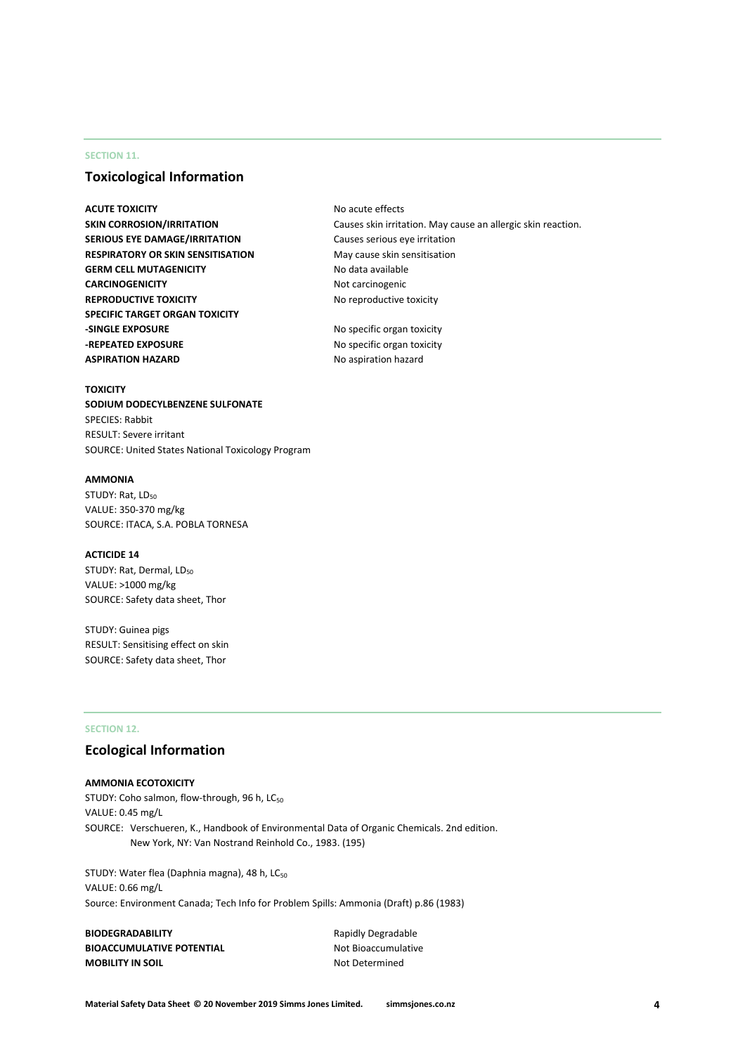SECTION 11.

## Toxicological Information

| | |
|---|---|
| **ACUTE TOXICITY** | No acute effects |
| **SKIN CORROSION/IRRITATION** | Causes skin irritation. May cause an allergic skin reaction. |
| **SERIOUS EYE DAMAGE/IRRITATION** | Causes serious eye irritation |
| **RESPIRATORY OR SKIN SENSITISATION** | May cause skin sensitisation |
| **GERM CELL MUTAGENICITY** | No data available |
| **CARCINOGENICITY** | Not carcinogenic |
| **REPRODUCTIVE TOXICITY** | No reproductive toxicity |
| **SPECIFIC TARGET ORGAN TOXICITY** | |
| **-SINGLE EXPOSURE** | No specific organ toxicity |
| **-REPEATED EXPOSURE** | No specific organ toxicity |
| **ASPIRATION HAZARD** | No aspiration hazard |

**TOXICITY**

**SODIUM DODECYLBENZENE SULFONATE**
SPECIES: Rabbit
RESULT: Severe irritant
SOURCE: United States National Toxicology Program

**AMMONIA**
STUDY: Rat, $LD_{50}$
VALUE: 350-370 mg/kg
SOURCE: ITACA, S.A. POBLA TORNESA

**ACTICIDE 14**
STUDY: Rat, Dermal, $LD_{50}$
VALUE: >1000 mg/kg
SOURCE: Safety data sheet, Thor

STUDY: Guinea pigs
RESULT: Sensitising effect on skin
SOURCE: Safety data sheet, Thor

SECTION 12.

## Ecological Information

**AMMONIA ECOTOXICITY**
STUDY: Coho salmon, flow-through, 96 h, $LC_{50}$
VALUE: 0.45 mg/L
SOURCE: Verschueren, K., Handbook of Environmental Data of Organic Chemicals. 2nd edition. New York, NY: Van Nostrand Reinhold Co., 1983. (195)

STUDY: Water flea (Daphnia magna), 48 h, $LC_{50}$
VALUE: 0.66 mg/L
Source: Environment Canada; Tech Info for Problem Spills: Ammonia (Draft) p.86 (1983)

| | |
|---|---|
| **BIODEGRADABILITY** | Rapidly Degradable |
| **BIOACCUMULATIVE POTENTIAL** | Not Bioaccumulative |
| **MOBILITY IN SOIL** | Not Determined |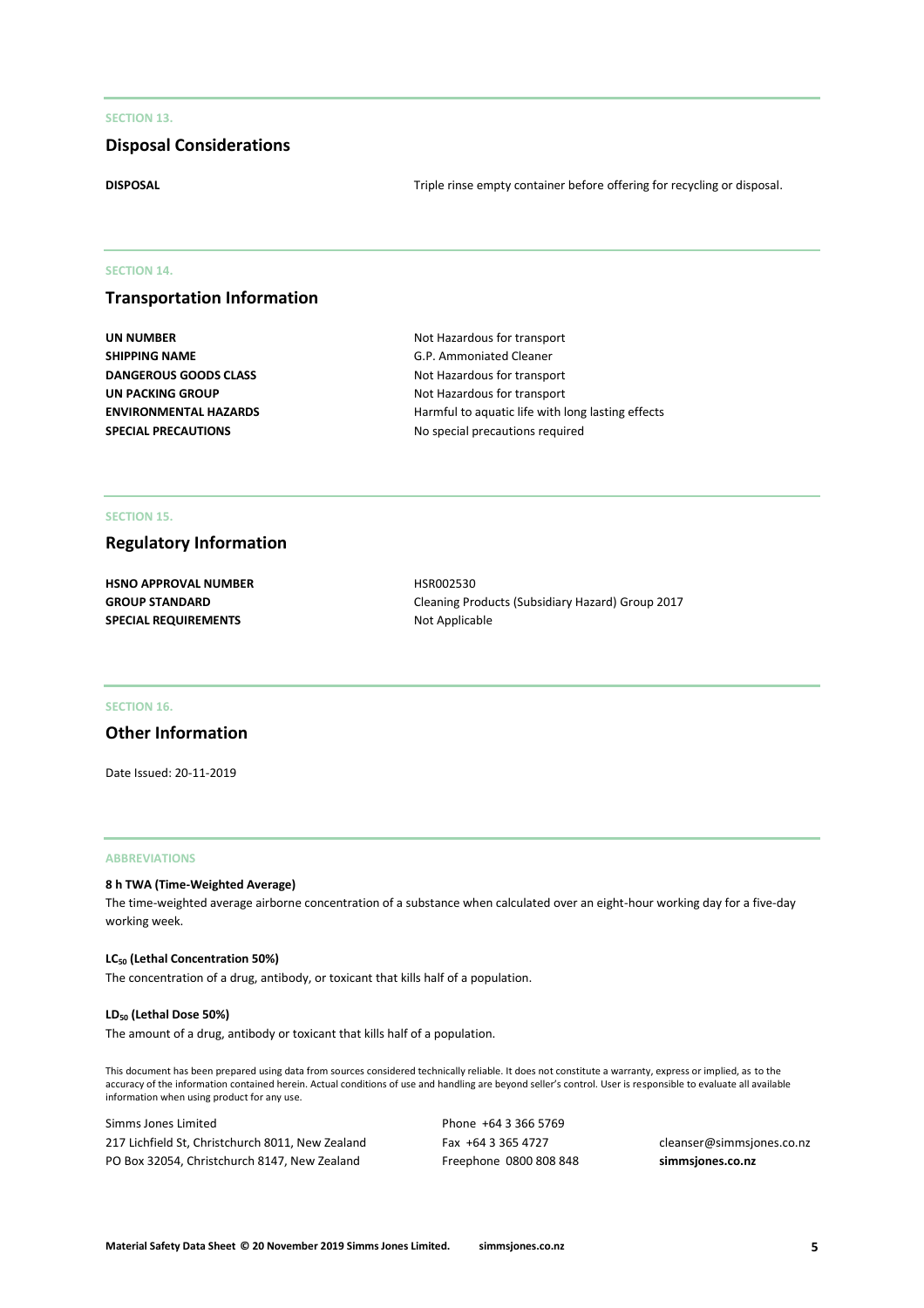SECTION 13.

## Disposal Considerations

| | |
|---|---|
| **DISPOSAL** | Triple rinse empty container before offering for recycling or disposal. |

SECTION 14.

## Transportation Information

| | |
|---|---|
| **UN NUMBER** | Not Hazardous for transport |
| **SHIPPING NAME** | G.P. Ammoniated Cleaner |
| **DANGEROUS GOODS CLASS** | Not Hazardous for transport |
| **UN PACKING GROUP** | Not Hazardous for transport |
| **ENVIRONMENTAL HAZARDS** | Harmful to aquatic life with long lasting effects |
| **SPECIAL PRECAUTIONS** | No special precautions required |

SECTION 15.

## Regulatory Information

| | |
|---|---|
| **HSNO APPROVAL NUMBER** | HSR002530 |
| **GROUP STANDARD** | Cleaning Products (Subsidiary Hazard) Group 2017 |
| **SPECIAL REQUIREMENTS** | Not Applicable |

SECTION 16.

## Other Information

Date Issued: 20-11-2019

ABBREVIATIONS

**8 h TWA (Time-Weighted Average)**
The time-weighted average airborne concentration of a substance when calculated over an eight-hour working day for a five-day working week.

**$LC_{50}$ (Lethal Concentration 50%)**
The concentration of a drug, antibody, or toxicant that kills half of a population.

**$LD_{50}$ (Lethal Dose 50%)**
The amount of a drug, antibody or toxicant that kills half of a population.

This document has been prepared using data from sources considered technically reliable. It does not constitute a warranty, express or implied, as to the accuracy of the information contained herein. Actual conditions of use and handling are beyond seller's control. User is responsible to evaluate all available information when using product for any use.

Simms Jones Limited
217 Lichfield St, Christchurch 8011, New Zealand
PO Box 32054, Christchurch 8147, New Zealand

Phone +64 3 366 5769
Fax +64 3 365 4727
Freephone 0800 808 848

cleanser@simmsjones.co.nz
**simmsjones.co.nz**